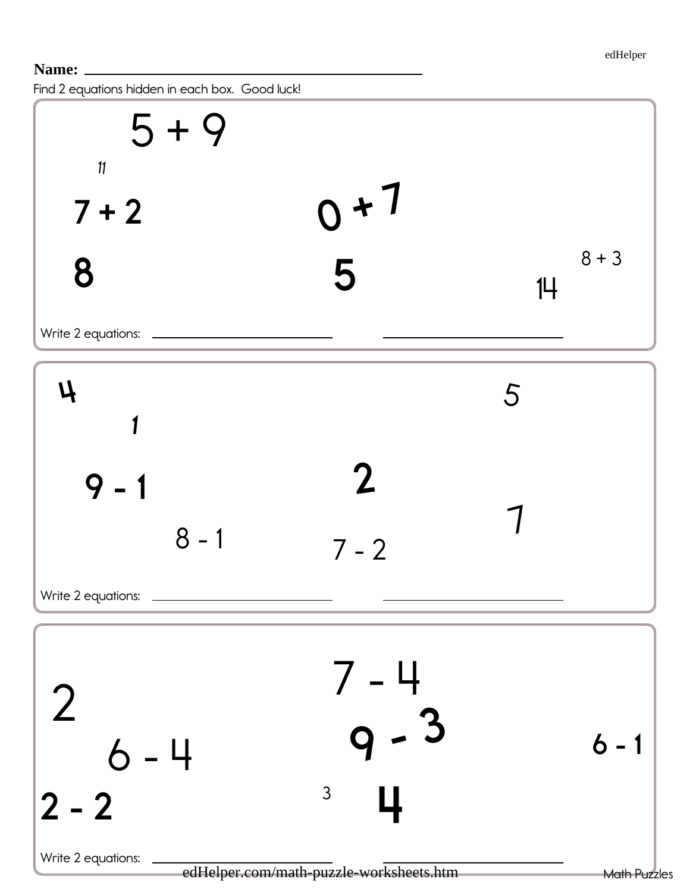Name: ___________________________

Find 2 equations hidden in each box. Good luck!

5 + 9

11

7 + 2

0 + 7

8

5

8 + 3

14

Write 2 equations: ______________________ ______________________

---

4

5

1

9 - 1

2

7

8 - 1

7 - 2

Write 2 equations: ______________________ ______________________

---

7 - 4

2

9 - 3

6 - 4

6 - 1

2 - 2

3

4

Write 2 equations: ______________________ ______________________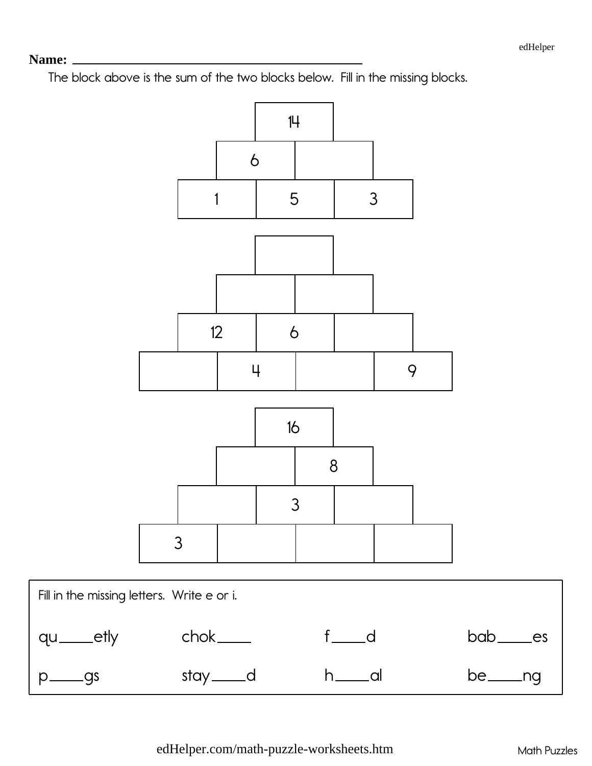Name: ______________________________

The block above is the sum of the two blocks below. Fill in the missing blocks.

| | 14 | |
|---|---|---|
| 6 | | |
| 1 | 5 | 3 |

| | | | |
|---|---|---|---|
| | | | |
| | | | |
| 12 | 6 | | |
| | 4 | | 9 |

| 16 | | | |
|---|---|---|---|
| | 8 | | |
| | 3 | | |
| 3 | | | |

Fill in the missing letters. Write e or i.

| | | | |
|---|---|---|---|
| qu____etly | chok____ | f____d | bab____es |
| p____gs | stay____d | h____al | be____ng |

edHelper.com/math-puzzle-worksheets.htm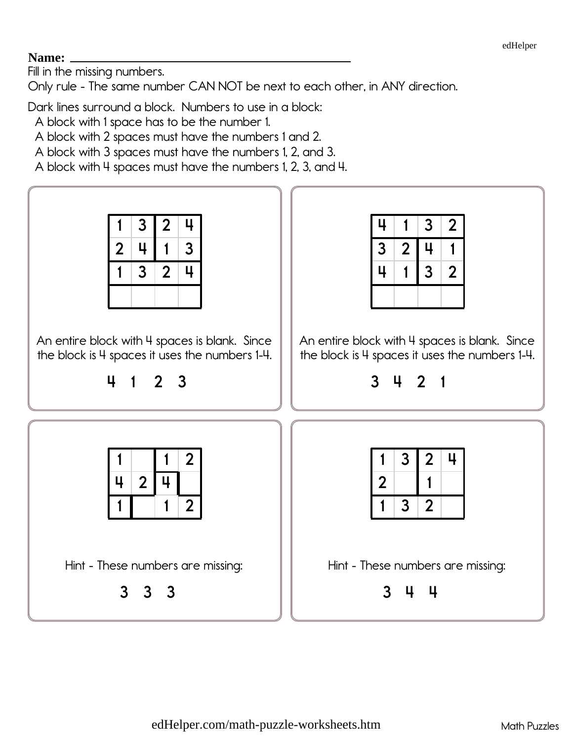Name: ____________________________________

Fill in the missing numbers.

Only rule - The same number CAN NOT be next to each other, in ANY direction.

Dark lines surround a block. Numbers to use in a block:

- A block with 1 space has to be the number 1.
- A block with 2 spaces must have the numbers 1 and 2.
- A block with 3 spaces must have the numbers 1, 2, and 3.
- A block with 4 spaces must have the numbers 1, 2, 3, and 4.

**Puzzle 1**

| | | | |
|---|---|---|---|
| 1 | 3 | 2 | 4 |
| 2 | 4 | 1 | 3 |
| 1 | 3 | 2 | 4 |
| | | | |

An entire block with 4 spaces is blank. Since the block is 4 spaces it uses the numbers 1-4.

4 1 2 3

**Puzzle 2**

| | | | |
|---|---|---|---|
| 4 | 1 | 3 | 2 |
| 3 | 2 | 4 | 1 |
| 4 | 1 | 3 | 2 |
| | | | |

An entire block with 4 spaces is blank. Since the block is 4 spaces it uses the numbers 1-4.

3 4 2 1

**Puzzle 3**

| | | | |
|---|---|---|---|
| 1 | | 1 | 2 |
| 4 | 2 | 4 | |
| 1 | | 1 | 2 |

Hint - These numbers are missing:

3 3 3

**Puzzle 4**

| | | | |
|---|---|---|---|
| 1 | 3 | 2 | 4 |
| 2 | | 1 | |
| 1 | 3 | 2 | |

Hint - These numbers are missing:

3 4 4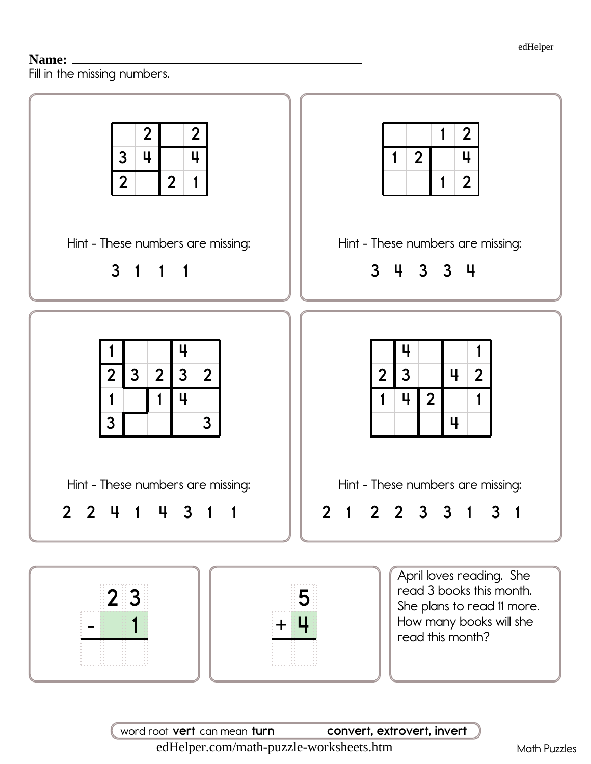Name: ____________________

Fill in the missing numbers.

|   | 2 |   | 2 |
|---|---|---|---|
| 3 | 4 |   | 4 |
| 2 |   | 2 | 1 |

Hint - These numbers are missing:

3 1 1 1

|   |   | 1 | 2 |
|---|---|---|---|
| 1 | 2 |   | 4 |
|   |   | 1 | 2 |

Hint - These numbers are missing:

3 4 3 3 4

| 1 |   |   | 4 |   |
|---|---|---|---|---|
| 2 | 3 | 2 | 3 | 2 |
| 1 |   | 1 | 4 |   |
| 3 |   |   |   | 3 |

Hint - These numbers are missing:

2 2 4 1 4 3 1 1

|   | 4 |   |   | 1 |
|---|---|---|---|---|
| 2 | 3 |   | 4 | 2 |
| 1 | 4 | 2 |   | 1 |
|   |   |   | 4 |   |

Hint - These numbers are missing:

2 1 2 2 3 3 1 3 1

$$\begin{array}{r} 23 \\ -\ \ \square 1 \\ \hline \end{array}$$

$$\begin{array}{r} 5 \\ +\ 4 \\ \hline \end{array}$$

April loves reading. She read 3 books this month. She plans to read 11 more. How many books will she read this month?

word root **vert** can mean **turn** **convert, extrovert, invert**

edHelper.com/math-puzzle-worksheets.htm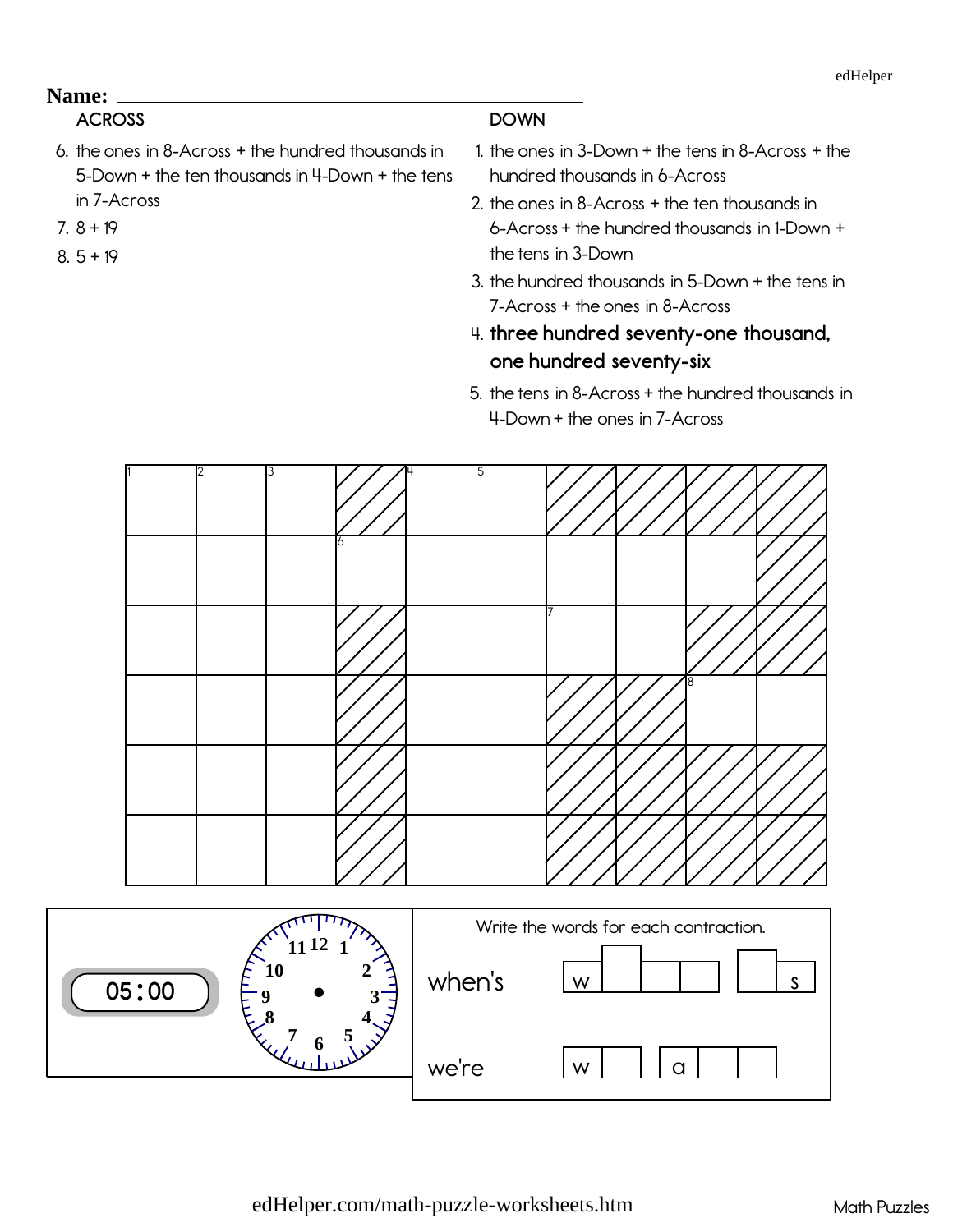Name: ___________________________________

**ACROSS**

6. the ones in 8-Across + the hundred thousands in 5-Down + the ten thousands in 4-Down + the tens in 7-Across
7. 8 + 19
8. 5 + 19

**DOWN**

1. the ones in 3-Down + the tens in 8-Across + the hundred thousands in 6-Across
2. the ones in 8-Across + the ten thousands in 6-Across + the hundred thousands in 1-Down + the tens in 3-Down
3. the hundred thousands in 5-Down + the tens in 7-Across + the ones in 8-Across
4. **three hundred seventy-one thousand, one hundred seventy-six**
5. the tens in 8-Across + the hundred thousands in 4-Down + the ones in 7-Across

| 1 | 2 | 3 | ▨ | 4 | 5 | ▨ | ▨ | ▨ | ▨ |
|---|---|---|---|---|---|---|---|---|---|
| | | | 6 | | | | | | ▨ |
| | | | ▨ | | | 7 | | ▨ | ▨ |
| | | | ▨ | | | ▨ | ▨ | 8 | |
| | | | ▨ | | | ▨ | ▨ | ▨ | ▨ |
| | | | ▨ | | | ▨ | ▨ | ▨ | ▨ |

05:00

Write the words for each contraction.

when's w _ _ _ &nbsp; _ s

we're w _ &nbsp; a _ _

edHelper.com/math-puzzle-worksheets.htm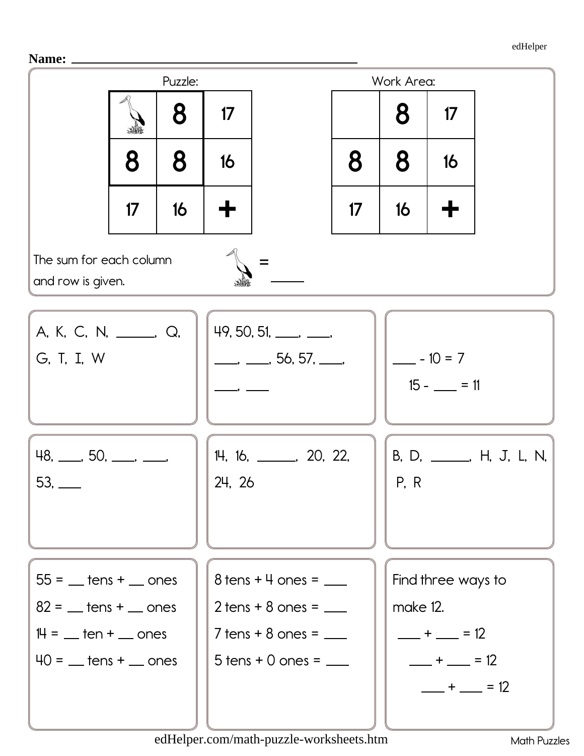Name: ______________________________

Puzzle:

| 🐦 | 8 | 17 |
|---|---|---|
| 8 | 8 | 16 |
| 17 | 16 | + |

Work Area:

|  | 8 | 17 |
|---|---|---|
| 8 | 8 | 16 |
| 17 | 16 | + |

The sum for each column and row is given.

🐦 = _____

---

A, K, C, N, _____, Q, G, T, I, W

---

49, 50, 51, ___, ___, ___, ___, 56, 57, ___, ___, ___

---

___ - 10 = 7

15 - ___ = 11

---

48, ___, 50, ___, ___, 53, ___

---

14, 16, _____, 20, 22, 24, 26

---

B, D, _____, H, J, L, N, P, R

---

55 = __ tens + __ ones

82 = __ tens + __ ones

14 = __ ten + __ ones

40 = __ tens + __ ones

---

8 tens + 4 ones = ___

2 tens + 8 ones = ___

7 tens + 8 ones = ___

5 tens + 0 ones = ___

---

Find three ways to make 12.

___ + ___ = 12

___ + ___ = 12

___ + ___ = 12

edHelper.com/math-puzzle-worksheets.htm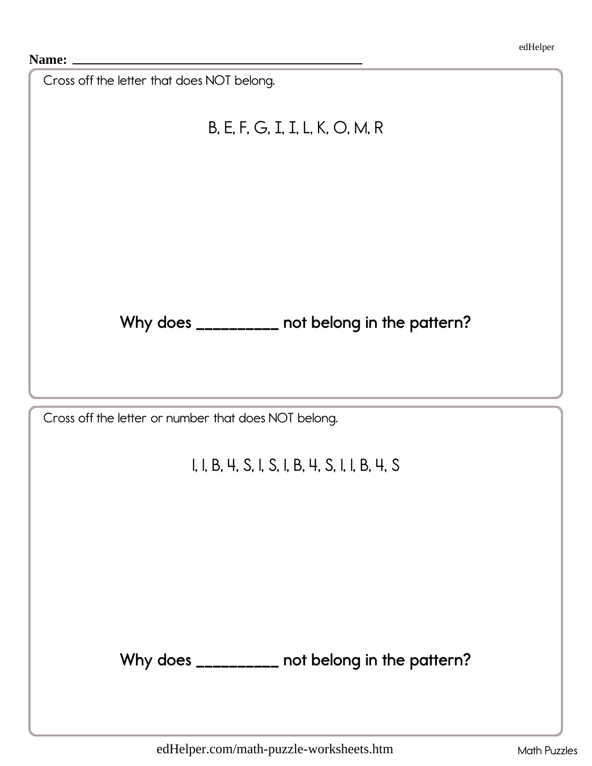Name: ___________________________

Cross off the letter that does NOT belong.

B, E, F, G, I, I, L, K, O, M, R

**Why does __________ not belong in the pattern?**

Cross off the letter or number that does NOT belong.

1, 1, B, 4, S, 1, S, 1, B, 4, S, 1, 1, B, 4, S

**Why does __________ not belong in the pattern?**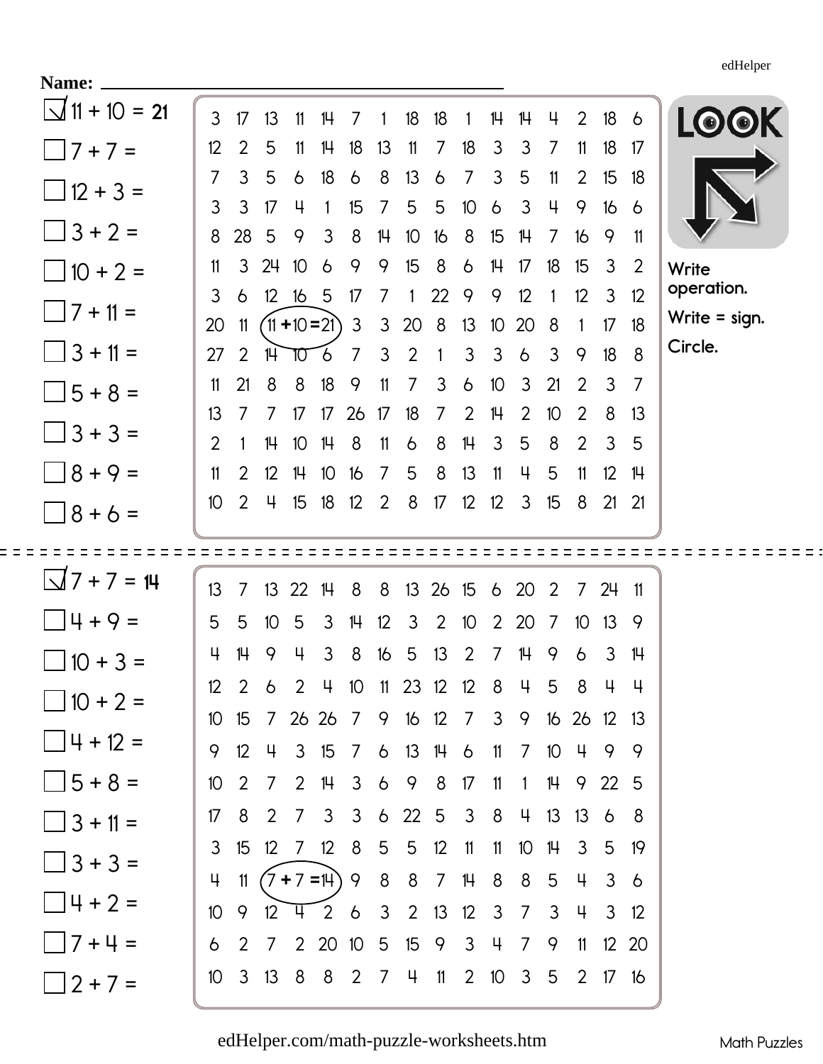Name: ______________________________

**LOOK**

Write operation.

Write = sign.

Circle.

- [x] 11 + 10 = 21
- [ ] 7 + 7 =
- [ ] 12 + 3 =
- [ ] 3 + 2 =
- [ ] 10 + 2 =
- [ ] 7 + 11 =
- [ ] 3 + 11 =
- [ ] 5 + 8 =
- [ ] 3 + 3 =
- [ ] 8 + 9 =
- [ ] 8 + 6 =

| | | | | | | | | | | | | | | | |
|---|---|---|---|---|---|---|---|---|---|---|---|---|---|---|---|
| 3 | 17 | 13 | 11 | 14 | 7 | 1 | 18 | 18 | 1 | 14 | 14 | 4 | 2 | 18 | 6 |
| 12 | 2 | 5 | 11 | 14 | 18 | 13 | 11 | 7 | 18 | 3 | 3 | 7 | 11 | 18 | 17 |
| 7 | 3 | 5 | 6 | 18 | 6 | 8 | 13 | 6 | 7 | 3 | 5 | 11 | 2 | 15 | 18 |
| 3 | 3 | 17 | 4 | 1 | 15 | 7 | 5 | 5 | 10 | 6 | 3 | 4 | 9 | 16 | 6 |
| 8 | 28 | 5 | 9 | 3 | 8 | 14 | 10 | 16 | 8 | 15 | 14 | 7 | 16 | 9 | 11 |
| 11 | 3 | 24 | 10 | 6 | 9 | 9 | 15 | 8 | 6 | 14 | 17 | 18 | 15 | 3 | 2 |
| 3 | 6 | 12 | 16 | 5 | 17 | 7 | 1 | 22 | 9 | 9 | 12 | 1 | 12 | 3 | 12 |
| 20 | 11 | (11 + | 10 = | 21) | 3 | 3 | 20 | 8 | 13 | 10 | 20 | 8 | 1 | 17 | 18 |
| 27 | 2 | 14 | 10 | 6 | 7 | 3 | 2 | 1 | 3 | 3 | 6 | 3 | 9 | 18 | 8 |
| 11 | 21 | 8 | 8 | 18 | 9 | 11 | 7 | 3 | 6 | 10 | 3 | 21 | 2 | 3 | 7 |
| 13 | 7 | 7 | 17 | 17 | 26 | 17 | 18 | 7 | 2 | 14 | 2 | 10 | 2 | 8 | 13 |
| 2 | 1 | 14 | 10 | 14 | 8 | 11 | 6 | 8 | 14 | 3 | 5 | 8 | 2 | 3 | 5 |
| 11 | 2 | 12 | 14 | 10 | 16 | 7 | 5 | 8 | 13 | 11 | 4 | 5 | 11 | 12 | 14 |
| 10 | 2 | 4 | 15 | 18 | 12 | 2 | 8 | 17 | 12 | 12 | 3 | 15 | 8 | 21 | 21 |

---

- [x] 7 + 7 = 14
- [ ] 4 + 9 =
- [ ] 10 + 3 =
- [ ] 10 + 2 =
- [ ] 4 + 12 =
- [ ] 5 + 8 =
- [ ] 3 + 11 =
- [ ] 3 + 3 =
- [ ] 4 + 2 =
- [ ] 7 + 4 =
- [ ] 2 + 7 =

| | | | | | | | | | | | | | | | |
|---|---|---|---|---|---|---|---|---|---|---|---|---|---|---|---|
| 13 | 7 | 13 | 22 | 14 | 8 | 8 | 13 | 26 | 15 | 6 | 20 | 2 | 7 | 24 | 11 |
| 5 | 5 | 10 | 5 | 3 | 14 | 12 | 3 | 2 | 10 | 2 | 20 | 7 | 10 | 13 | 9 |
| 4 | 14 | 9 | 4 | 3 | 8 | 16 | 5 | 13 | 2 | 7 | 14 | 9 | 6 | 3 | 14 |
| 12 | 2 | 6 | 2 | 4 | 10 | 11 | 23 | 12 | 12 | 8 | 4 | 5 | 8 | 4 | 4 |
| 10 | 15 | 7 | 26 | 26 | 7 | 9 | 16 | 12 | 7 | 3 | 9 | 16 | 26 | 12 | 13 |
| 9 | 12 | 4 | 3 | 15 | 7 | 6 | 13 | 14 | 6 | 11 | 7 | 10 | 4 | 9 | 9 |
| 10 | 2 | 7 | 2 | 14 | 3 | 6 | 9 | 8 | 17 | 11 | 1 | 14 | 9 | 22 | 5 |
| 17 | 8 | 2 | 7 | 3 | 3 | 6 | 22 | 5 | 3 | 8 | 4 | 13 | 13 | 6 | 8 |
| 3 | 15 | 12 | 7 | 12 | 8 | 5 | 5 | 12 | 11 | 11 | 10 | 14 | 3 | 5 | 19 |
| 4 | 11 | (7 + | 7 = | 14) | 9 | 8 | 8 | 7 | 14 | 8 | 8 | 5 | 4 | 3 | 6 |
| 10 | 9 | 12 | 4 | 2 | 6 | 3 | 2 | 13 | 12 | 3 | 7 | 3 | 4 | 3 | 12 |
| 6 | 2 | 7 | 2 | 20 | 10 | 5 | 15 | 9 | 3 | 4 | 7 | 9 | 11 | 12 | 20 |
| 10 | 3 | 13 | 8 | 8 | 2 | 7 | 4 | 11 | 2 | 10 | 3 | 5 | 2 | 17 | 16 |

edHelper.com/math-puzzle-worksheets.htm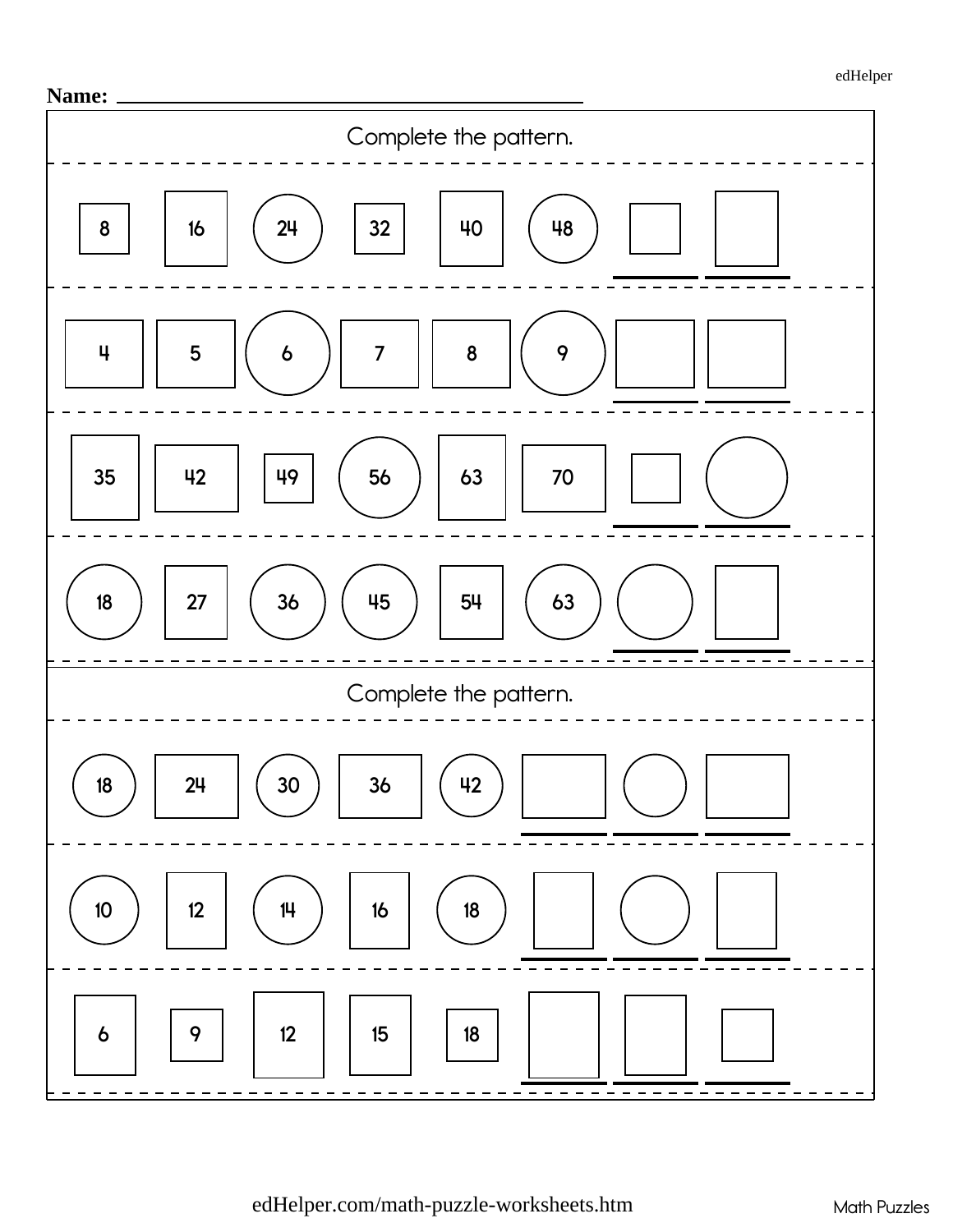Name: ________________________________

## Complete the pattern.

8, 16, 24, 32, 40, 48, ____, ____

4, 5, 6, 7, 8, 9, ____, ____

35, 42, 49, 56, 63, 70, ____, ____

18, 27, 36, 45, 54, 63, ____, ____

## Complete the pattern.

18, 24, 30, 36, 42, ____, ____, ____

10, 12, 14, 16, 18, ____, ____, ____

6, 9, 12, 15, 18, ____, ____, ____

edHelper.com/math-puzzle-worksheets.htm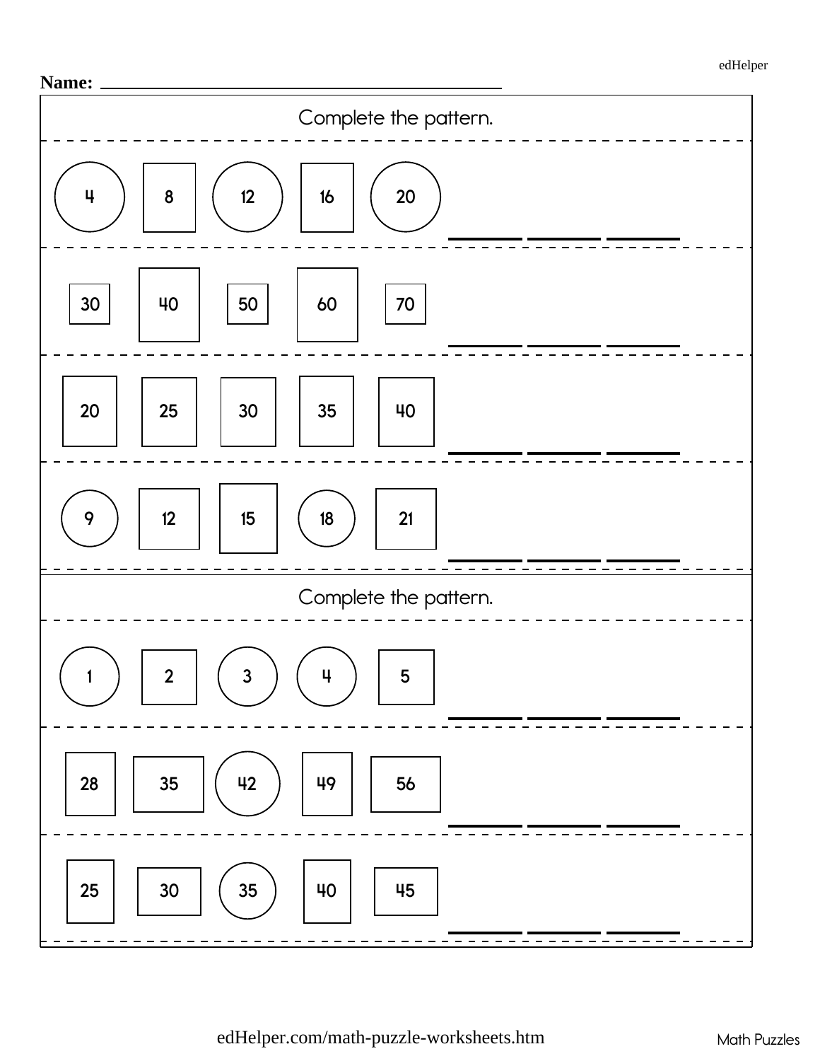Name: ______________________________

## Complete the pattern.

4 8 12 16 20 ______ ______ ______

30 40 50 60 70 ______ ______ ______

20 25 30 35 40 ______ ______ ______

9 12 15 18 21 ______ ______ ______

## Complete the pattern.

1 2 3 4 5 ______ ______ ______

28 35 42 49 56 ______ ______ ______

25 30 35 40 45 ______ ______ ______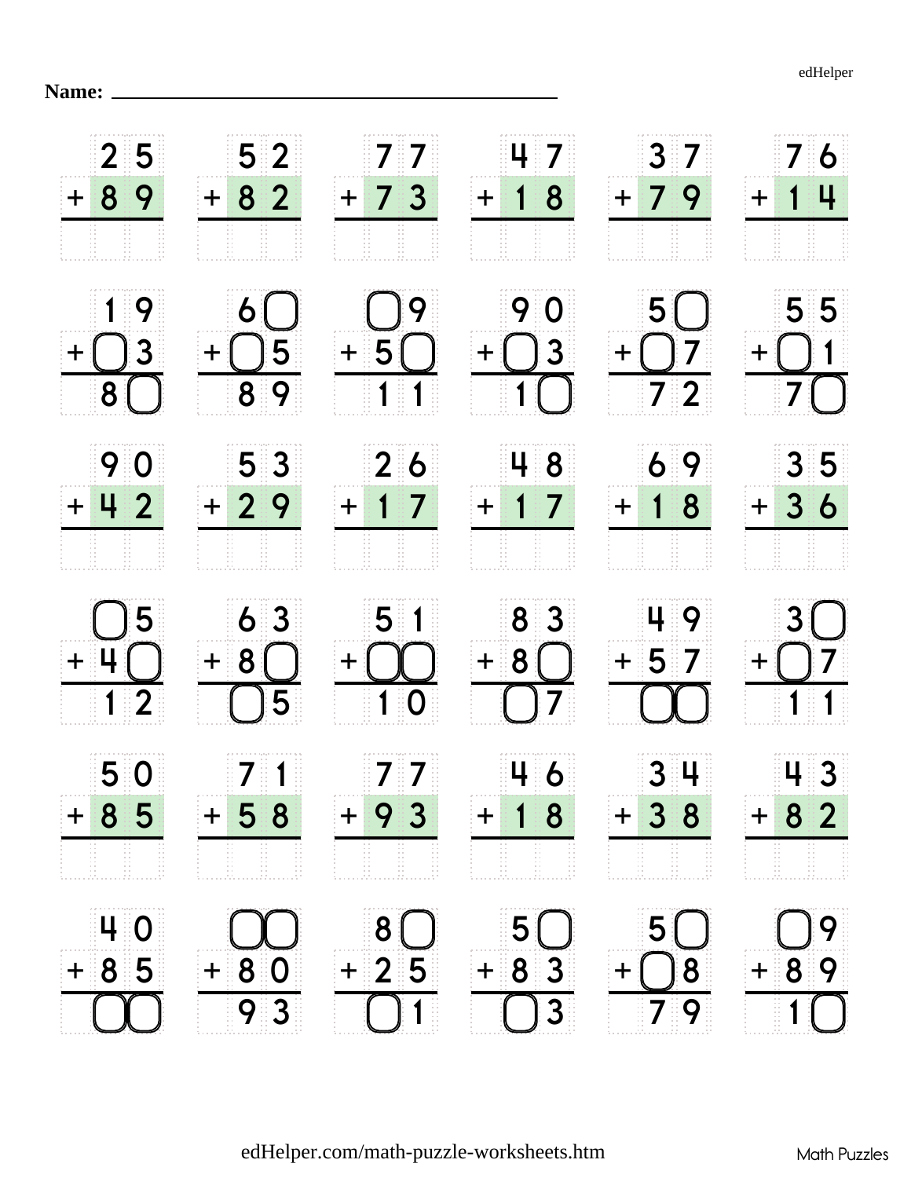Name: ______________________________

| | | | | | |
|---|---|---|---|---|---|
| 25 + 89 = ___ | 52 + 82 = ___ | 77 + 73 = ___ | 47 + 18 = ___ | 37 + 79 = ___ | 76 + 14 = ___ |
| 19 + ☐3 = 8☐ | 6☐ + ☐5 = 89 | ☐9 + 5☐ = 11 | 90 + ☐3 = 1☐ | 5☐ + ☐7 = 72 | 55 + ☐1 = 7☐ |
| 90 + 42 = ___ | 53 + 29 = ___ | 26 + 17 = ___ | 48 + 17 = ___ | 69 + 18 = ___ | 35 + 36 = ___ |
| ☐5 + 4☐ = 12 | 63 + 8☐ = ☐5 | 51 + ☐☐ = 10 | 83 + 8☐ = ☐7 | 49 + 57 = ☐☐ | 3☐ + ☐7 = 11 |
| 50 + 85 = ___ | 71 + 58 = ___ | 77 + 93 = ___ | 46 + 18 = ___ | 34 + 38 = ___ | 43 + 82 = ___ |
| 40 + 85 = ☐☐ | ☐☐ + 80 = 93 | 8☐ + 25 = ☐1 | 5☐ + 83 = ☐3 | 5☐ + ☐8 = 79 | ☐9 + 89 = 1☐ |

edHelper.com/math-puzzle-worksheets.htm

Math Puzzles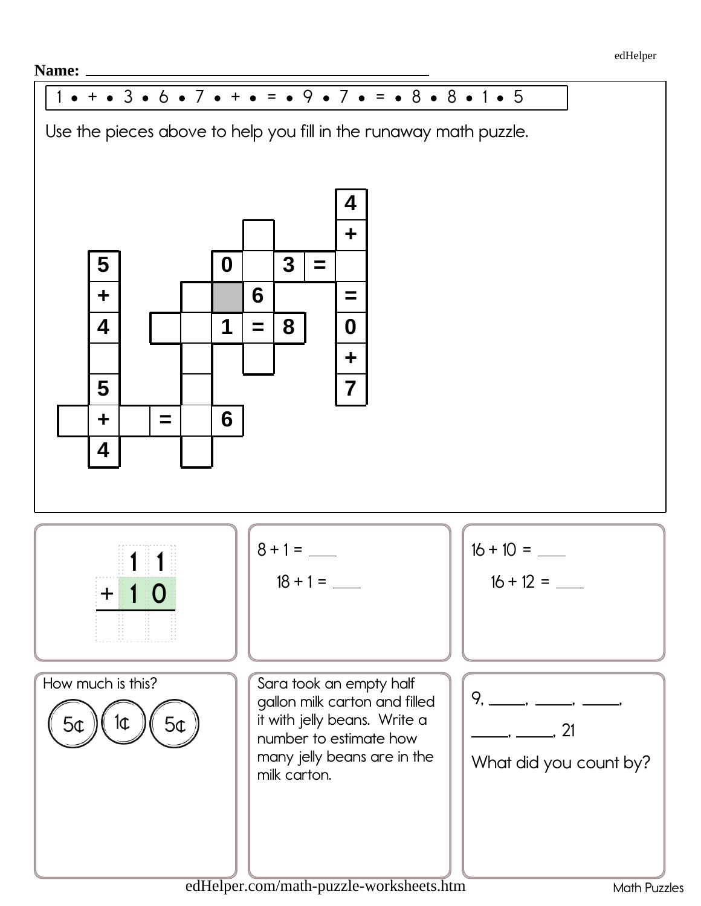**Name:** ____________________________________

1 • + • 3 • 6 • 7 • + • = • 9 • 7 • = • 8 • 8 • 1 • 5

Use the pieces above to help you fill in the runaway math puzzle.

| | | | | | | | | | |
|---|---|---|---|---|---|---|---|---|---|
| | | | | | | | | 4 | |
| | | | | | | | | + | |
| | 5 | | | 0 | | 3 | = | | |
| | + | | | | | 6 | | = | |
| | 4 | | | | 1 | = | 8 | 0 | |
| | | | | | | | | + | |
| | 5 | | | | | | | 7 | |
| | + | | = | | 6 | | | | |
| | 4 | | | | | | | | |

```
   1 1
+  1 0
------
```

$8 + 1 =$ ____

$18 + 1 =$ ____

$16 + 10 =$ ____

$16 + 12 =$ ____

How much is this?

5¢ 1¢ 5¢

Sara took an empty half gallon milk carton and filled it with jelly beans. Write a number to estimate how many jelly beans are in the milk carton.

9, ____, ____, ____,

____, ____, 21

What did you count by?